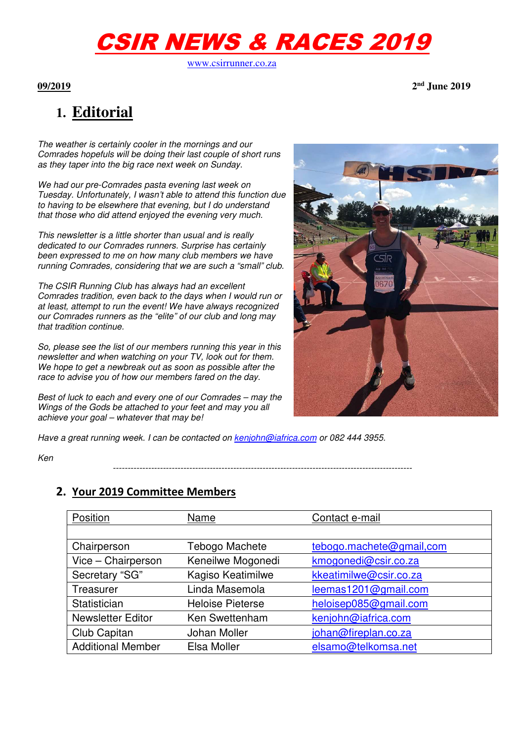# CSIR NEWS & RACES 2019

www.csirrunner.co.za

**09/2019** **2nd June 2019**

## 1. Editorial

*The weather is certainly cooler in the mornings and our Comrades hopefuls will be doing their last couple of short runs as they taper into the big race next week on Sunday.*

*We had our pre-Comrades pasta evening last week on Tuesday. Unfortunately, I wasn't able to attend this function due to having to be elsewhere that evening, but I do understand that those who did attend enjoyed the evening very much.*

*This newsletter is a little shorter than usual and is really dedicated to our Comrades runners. Surprise has certainly been expressed to me on how many club members we have running Comrades, considering that we are such a "small" club.*

*The CSIR Running Club has always had an excellent Comrades tradition, even back to the days when I would run or at least, attempt to run the event! We have always recognized our Comrades runners as the "elite" of our club and long may that tradition continue.*

*So, please see the list of our members running this year in this newsletter and when watching on your TV, look out for them. We hope to get a newbreak out as soon as possible after the race to advise you of how our members fared on the day.*

*Best of luck to each and every one of our Comrades – may the Wings of the Gods be attached to your feet and may you all achieve your goal – whatever that may be!*

*Have a great running week. I can be contacted on kenjohn@iafrica.com or 082 444 3955.*

*Ken*

---

## 2. Your 2019 Committee Members

| Position | Name | Contact e-mail |
|---|---|---|
| | | |
| Chairperson | Tebogo Machete | tebogo.machete@gmail,com |
| Vice – Chairperson | Keneilwe Mogonedi | kmogonedi@csir.co.za |
| Secretary "SG" | Kagiso Keatimilwe | kkeatimilwe@csir.co.za |
| Treasurer | Linda Masemola | leemas1201@gmail.com |
| Statistician | Heloise Pieterse | heloisep085@gmail.com |
| Newsletter Editor | Ken Swettenham | kenjohn@iafrica.com |
| Club Capitan | Johan Moller | johan@fireplan.co.za |
| Additional Member | Elsa Moller | elsamo@telkomsa.net |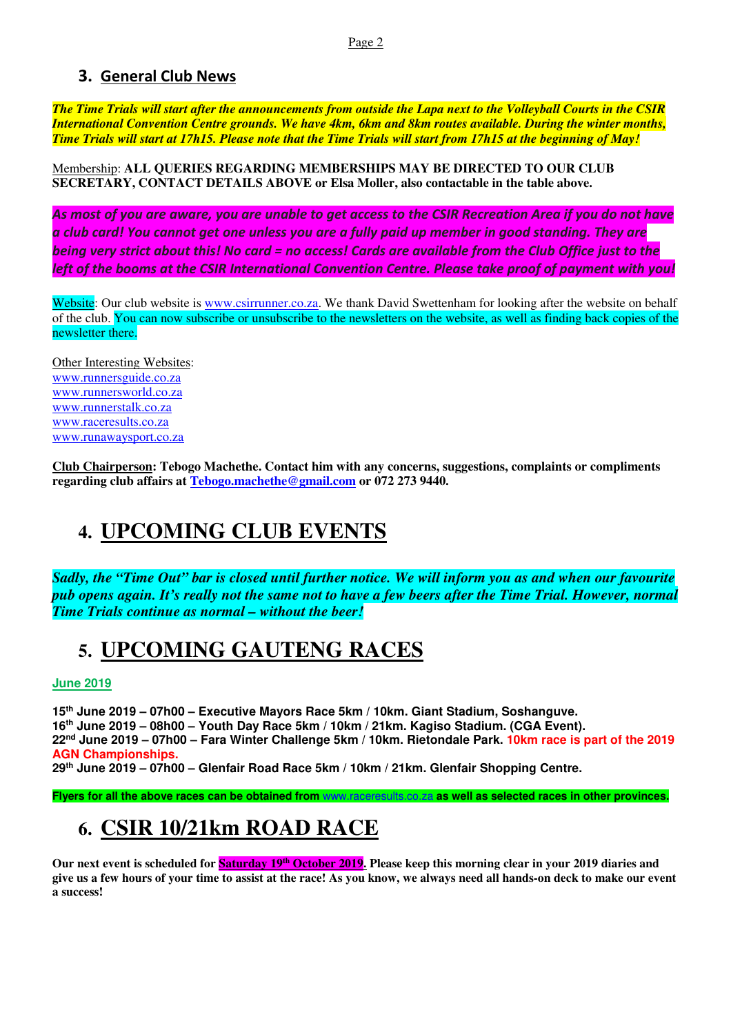## 3. General Club News

***The Time Trials will start after the announcements from outside the Lapa next to the Volleyball Courts in the CSIR International Convention Centre grounds. We have 4km, 6km and 8km routes available. During the winter months, Time Trials will start at 17h15. Please note that the Time Trials will start from 17h15 at the beginning of May!***

Membership: **ALL QUERIES REGARDING MEMBERSHIPS MAY BE DIRECTED TO OUR CLUB SECRETARY, CONTACT DETAILS ABOVE or Elsa Moller, also contactable in the table above.**

***As most of you are aware, you are unable to get access to the CSIR Recreation Area if you do not have a club card! You cannot get one unless you are a fully paid up member in good standing. They are being very strict about this! No card = no access! Cards are available from the Club Office just to the left of the booms at the CSIR International Convention Centre. Please take proof of payment with you!***

Website: Our club website is www.csirrunner.co.za. We thank David Swettenham for looking after the website on behalf of the club. You can now subscribe or unsubscribe to the newsletters on the website, as well as finding back copies of the newsletter there.

Other Interesting Websites:
www.runnersguide.co.za
www.runnersworld.co.za
www.runnerstalk.co.za
www.raceresults.co.za
www.runawaysport.co.za

**Club Chairperson: Tebogo Machethe. Contact him with any concerns, suggestions, complaints or compliments regarding club affairs at Tebogo.machethe@gmail.com or 072 273 9440.**

# 4. UPCOMING CLUB EVENTS

***Sadly, the "Time Out" bar is closed until further notice. We will inform you as and when our favourite pub opens again. It's really not the same not to have a few beers after the Time Trial. However, normal Time Trials continue as normal – without the beer!***

# 5. UPCOMING GAUTENG RACES

**June 2019**

**15th June 2019 – 07h00 – Executive Mayors Race 5km / 10km. Giant Stadium, Soshanguve.**
**16th June 2019 – 08h00 – Youth Day Race 5km / 10km / 21km. Kagiso Stadium. (CGA Event).**
**22nd June 2019 – 07h00 – Fara Winter Challenge 5km / 10km. Rietondale Park. 10km race is part of the 2019 AGN Championships.**
**29th June 2019 – 07h00 – Glenfair Road Race 5km / 10km / 21km. Glenfair Shopping Centre.**

**Flyers for all the above races can be obtained from www.raceresults.co.za as well as selected races in other provinces.**

# 6. CSIR 10/21km ROAD RACE

**Our next event is scheduled for Saturday 19th October 2019. Please keep this morning clear in your 2019 diaries and give us a few hours of your time to assist at the race! As you know, we always need all hands-on deck to make our event a success!**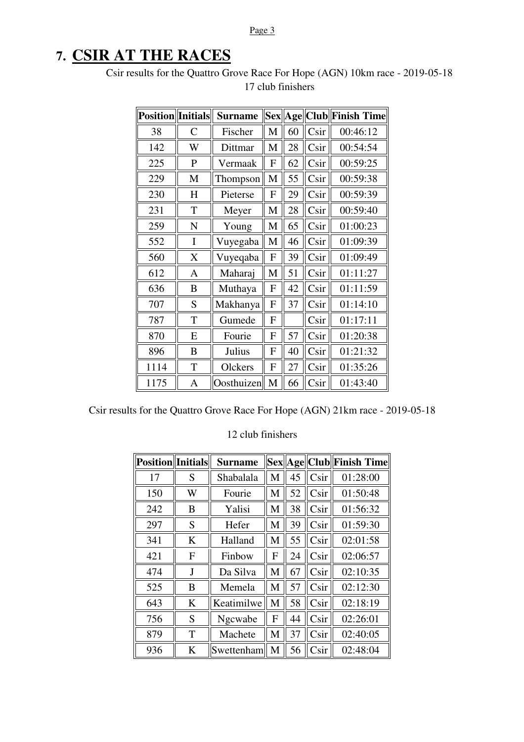# 7. CSIR AT THE RACES

Csir results for the Quattro Grove Race For Hope (AGN) 10km race - 2019-05-18

17 club finishers

| Position | Initials | Surname | Sex | Age | Club | Finish Time |
|---|---|---|---|---|---|---|
| 38 | C | Fischer | M | 60 | Csir | 00:46:12 |
| 142 | W | Dittmar | M | 28 | Csir | 00:54:54 |
| 225 | P | Vermaak | F | 62 | Csir | 00:59:25 |
| 229 | M | Thompson | M | 55 | Csir | 00:59:38 |
| 230 | H | Pieterse | F | 29 | Csir | 00:59:39 |
| 231 | T | Meyer | M | 28 | Csir | 00:59:40 |
| 259 | N | Young | M | 65 | Csir | 01:00:23 |
| 552 | I | Vuyegaba | M | 46 | Csir | 01:09:39 |
| 560 | X | Vuyeqaba | F | 39 | Csir | 01:09:49 |
| 612 | A | Maharaj | M | 51 | Csir | 01:11:27 |
| 636 | B | Muthaya | F | 42 | Csir | 01:11:59 |
| 707 | S | Makhanya | F | 37 | Csir | 01:14:10 |
| 787 | T | Gumede | F | | Csir | 01:17:11 |
| 870 | E | Fourie | F | 57 | Csir | 01:20:38 |
| 896 | B | Julius | F | 40 | Csir | 01:21:32 |
| 1114 | T | Olckers | F | 27 | Csir | 01:35:26 |
| 1175 | A | Oosthuizen | M | 66 | Csir | 01:43:40 |

Csir results for the Quattro Grove Race For Hope (AGN) 21km race - 2019-05-18

12 club finishers

| Position | Initials | Surname | Sex | Age | Club | Finish Time |
|---|---|---|---|---|---|---|
| 17 | S | Shabalala | M | 45 | Csir | 01:28:00 |
| 150 | W | Fourie | M | 52 | Csir | 01:50:48 |
| 242 | B | Yalisi | M | 38 | Csir | 01:56:32 |
| 297 | S | Hefer | M | 39 | Csir | 01:59:30 |
| 341 | K | Halland | M | 55 | Csir | 02:01:58 |
| 421 | F | Finbow | F | 24 | Csir | 02:06:57 |
| 474 | J | Da Silva | M | 67 | Csir | 02:10:35 |
| 525 | B | Memela | M | 57 | Csir | 02:12:30 |
| 643 | K | Keatimilwe | M | 58 | Csir | 02:18:19 |
| 756 | S | Ngcwabe | F | 44 | Csir | 02:26:01 |
| 879 | T | Machete | M | 37 | Csir | 02:40:05 |
| 936 | K | Swettenham | M | 56 | Csir | 02:48:04 |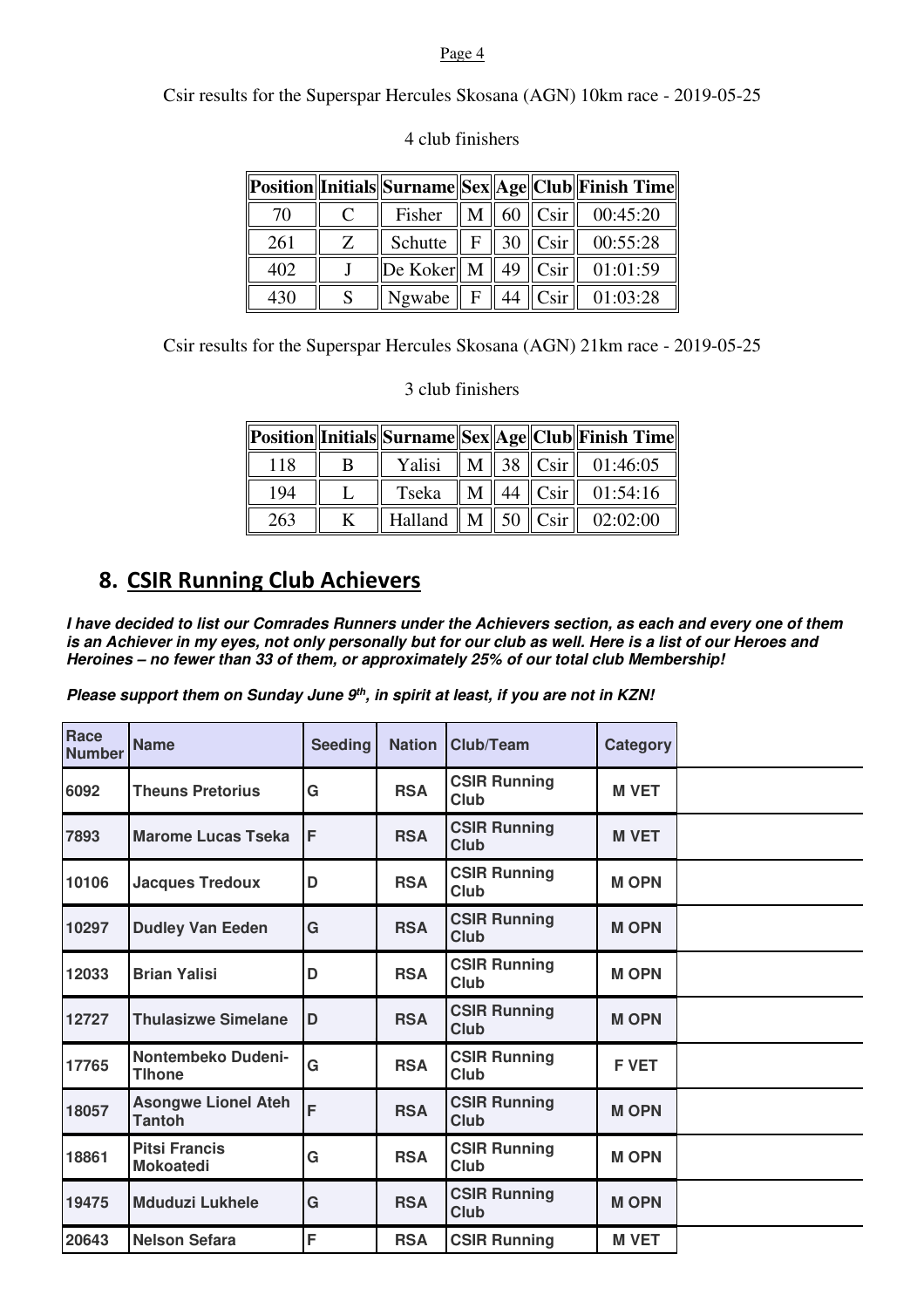Csir results for the Superspar Hercules Skosana (AGN) 10km race - 2019-05-25

4 club finishers

| Position | Initials | Surname | Sex | Age | Club | Finish Time |
|---|---|---|---|---|---|---|
| 70 | C | Fisher | M | 60 | Csir | 00:45:20 |
| 261 | Z | Schutte | F | 30 | Csir | 00:55:28 |
| 402 | J | De Koker | M | 49 | Csir | 01:01:59 |
| 430 | S | Ngwabe | F | 44 | Csir | 01:03:28 |

Csir results for the Superspar Hercules Skosana (AGN) 21km race - 2019-05-25

3 club finishers

| Position | Initials | Surname | Sex | Age | Club | Finish Time |
|---|---|---|---|---|---|---|
| 118 | B | Yalisi | M | 38 | Csir | 01:46:05 |
| 194 | L | Tseka | M | 44 | Csir | 01:54:16 |
| 263 | K | Halland | M | 50 | Csir | 02:02:00 |

## 8. CSIR Running Club Achievers

***I have decided to list our Comrades Runners under the Achievers section, as each and every one of them is an Achiever in my eyes, not only personally but for our club as well. Here is a list of our Heroes and Heroines – no fewer than 33 of them, or approximately 25% of our total club Membership!***

***Please support them on Sunday June 9th, in spirit at least, if you are not in KZN!***

| Race Number | Name | Seeding | Nation | Club/Team | Category |
|---|---|---|---|---|---|
| 6092 | Theuns Pretorius | G | RSA | CSIR Running Club | M VET |
| 7893 | Marome Lucas Tseka | F | RSA | CSIR Running Club | M VET |
| 10106 | Jacques Tredoux | D | RSA | CSIR Running Club | M OPN |
| 10297 | Dudley Van Eeden | G | RSA | CSIR Running Club | M OPN |
| 12033 | Brian Yalisi | D | RSA | CSIR Running Club | M OPN |
| 12727 | Thulasizwe Simelane | D | RSA | CSIR Running Club | M OPN |
| 17765 | Nontembeko Dudeni-Tlhone | G | RSA | CSIR Running Club | F VET |
| 18057 | Asongwe Lionel Ateh Tantoh | F | RSA | CSIR Running Club | M OPN |
| 18861 | Pitsi Francis Mokoatedi | G | RSA | CSIR Running Club | M OPN |
| 19475 | Mduduzi Lukhele | G | RSA | CSIR Running Club | M OPN |
| 20643 | Nelson Sefara | F | RSA | CSIR Running | M VET |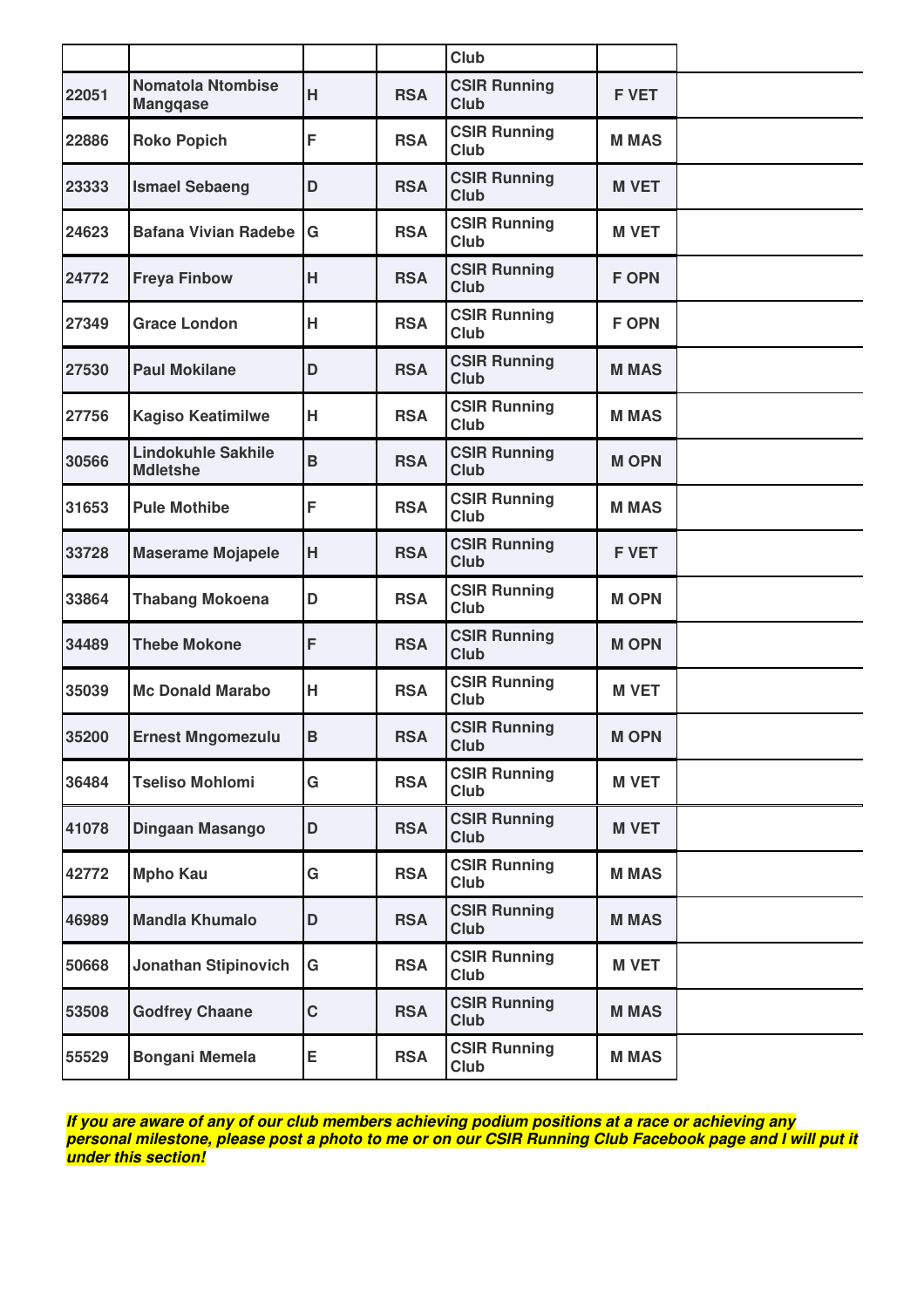| | | | | Club | |
|---|---|---|---|---|---|
| 22051 | Nomatola Ntombise Mangqase | H | RSA | CSIR Running Club | F VET |
| 22886 | Roko Popich | F | RSA | CSIR Running Club | M MAS |
| 23333 | Ismael Sebaeng | D | RSA | CSIR Running Club | M VET |
| 24623 | Bafana Vivian Radebe | G | RSA | CSIR Running Club | M VET |
| 24772 | Freya Finbow | H | RSA | CSIR Running Club | F OPN |
| 27349 | Grace London | H | RSA | CSIR Running Club | F OPN |
| 27530 | Paul Mokilane | D | RSA | CSIR Running Club | M MAS |
| 27756 | Kagiso Keatimilwe | H | RSA | CSIR Running Club | M MAS |
| 30566 | Lindokuhle Sakhile Mdletshe | B | RSA | CSIR Running Club | M OPN |
| 31653 | Pule Mothibe | F | RSA | CSIR Running Club | M MAS |
| 33728 | Maserame Mojapele | H | RSA | CSIR Running Club | F VET |
| 33864 | Thabang Mokoena | D | RSA | CSIR Running Club | M OPN |
| 34489 | Thebe Mokone | F | RSA | CSIR Running Club | M OPN |
| 35039 | Mc Donald Marabo | H | RSA | CSIR Running Club | M VET |
| 35200 | Ernest Mngomezulu | B | RSA | CSIR Running Club | M OPN |
| 36484 | Tseliso Mohlomi | G | RSA | CSIR Running Club | M VET |
| 41078 | Dingaan Masango | D | RSA | CSIR Running Club | M VET |
| 42772 | Mpho Kau | G | RSA | CSIR Running Club | M MAS |
| 46989 | Mandla Khumalo | D | RSA | CSIR Running Club | M MAS |
| 50668 | Jonathan Stipinovich | G | RSA | CSIR Running Club | M VET |
| 53508 | Godfrey Chaane | C | RSA | CSIR Running Club | M MAS |
| 55529 | Bongani Memela | E | RSA | CSIR Running Club | M MAS |

***If you are aware of any of our club members achieving podium positions at a race or achieving any personal milestone, please post a photo to me or on our CSIR Running Club Facebook page and I will put it under this section!***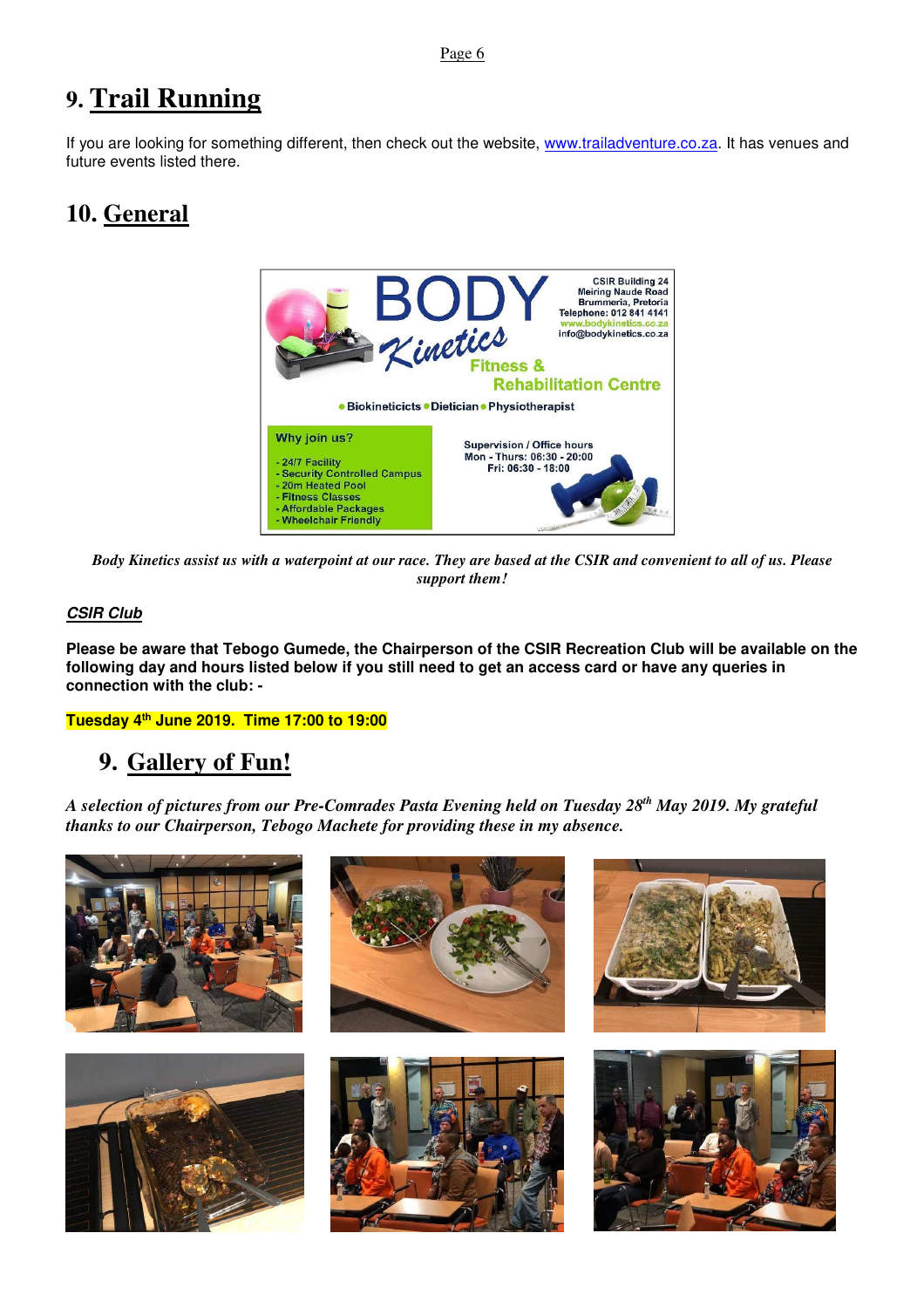# 9. Trail Running

If you are looking for something different, then check out the website, www.trailadventure.co.za. It has venues and future events listed there.

# 10. General

*Body Kinetics assist us with a waterpoint at our race. They are based at the CSIR and convenient to all of us. Please support them!*

***CSIR Club***

**Please be aware that Tebogo Gumede, the Chairperson of the CSIR Recreation Club will be available on the following day and hours listed below if you still need to get an access card or have any queries in connection with the club: -**

**Tuesday 4th June 2019. Time 17:00 to 19:00**

# 9. Gallery of Fun!

*A selection of pictures from our Pre-Comrades Pasta Evening held on Tuesday 28th May 2019. My grateful thanks to our Chairperson, Tebogo Machete for providing these in my absence.*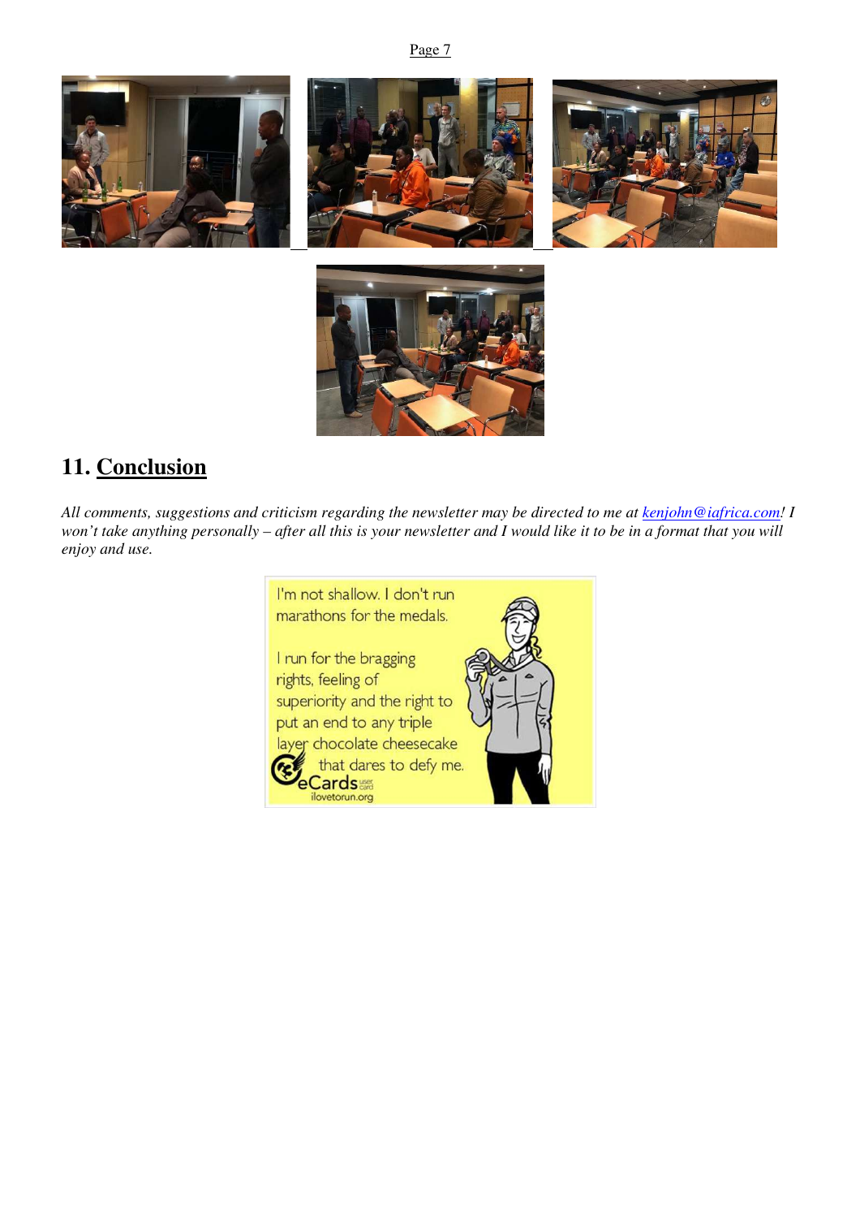## 11. Conclusion

*All comments, suggestions and criticism regarding the newsletter may be directed to me at kenjohn@iafrica.com! I won't take anything personally – after all this is your newsletter and I would like it to be in a format that you will enjoy and use.*